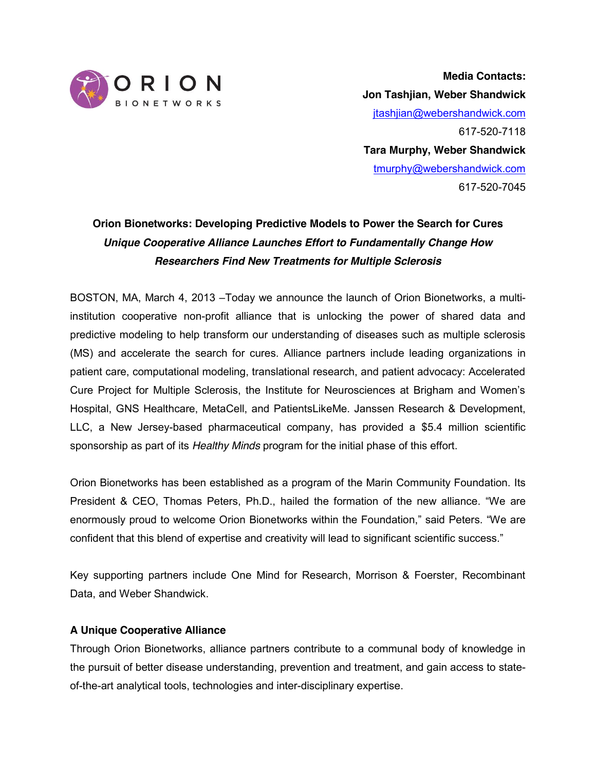ORION BIONETWORKS

**Media Contacts:**
**Jon Tashjian, Weber Shandwick**
jtashjian@webershandwick.com
617-520-7118
**Tara Murphy, Weber Shandwick**
tmurphy@webershandwick.com
617-520-7045

# Orion Bionetworks: Developing Predictive Models to Power the Search for Cures

***Unique Cooperative Alliance Launches Effort to Fundamentally Change How Researchers Find New Treatments for Multiple Sclerosis***

BOSTON, MA, March 4, 2013 –Today we announce the launch of Orion Bionetworks, a multi-institution cooperative non-profit alliance that is unlocking the power of shared data and predictive modeling to help transform our understanding of diseases such as multiple sclerosis (MS) and accelerate the search for cures. Alliance partners include leading organizations in patient care, computational modeling, translational research, and patient advocacy: Accelerated Cure Project for Multiple Sclerosis, the Institute for Neurosciences at Brigham and Women's Hospital, GNS Healthcare, MetaCell, and PatientsLikeMe. Janssen Research & Development, LLC, a New Jersey-based pharmaceutical company, has provided a $5.4 million scientific sponsorship as part of its *Healthy Minds* program for the initial phase of this effort.

Orion Bionetworks has been established as a program of the Marin Community Foundation. Its President & CEO, Thomas Peters, Ph.D., hailed the formation of the new alliance. "We are enormously proud to welcome Orion Bionetworks within the Foundation," said Peters. "We are confident that this blend of expertise and creativity will lead to significant scientific success."

Key supporting partners include One Mind for Research, Morrison & Foerster, Recombinant Data, and Weber Shandwick.

## A Unique Cooperative Alliance

Through Orion Bionetworks, alliance partners contribute to a communal body of knowledge in the pursuit of better disease understanding, prevention and treatment, and gain access to state-of-the-art analytical tools, technologies and inter-disciplinary expertise.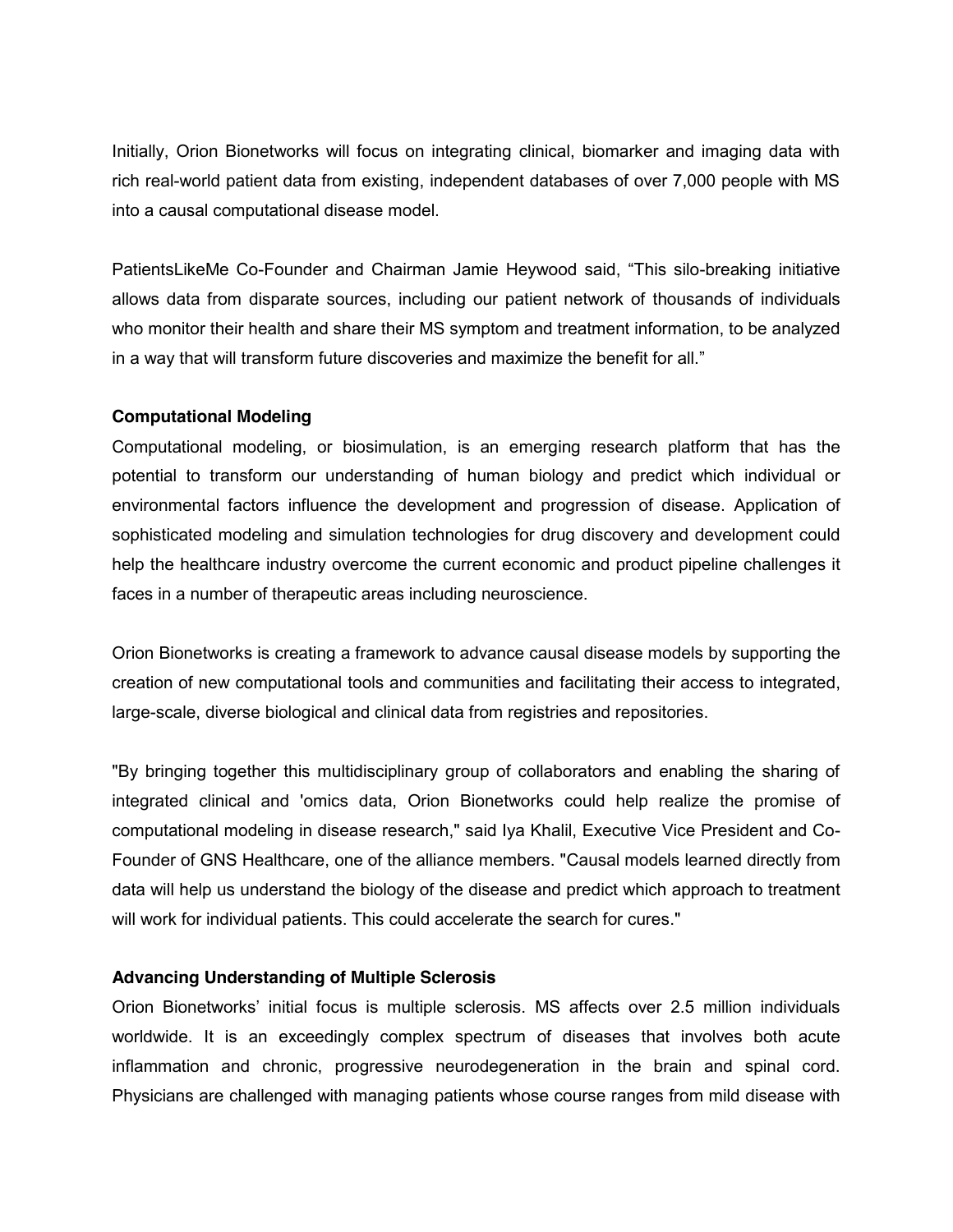Initially, Orion Bionetworks will focus on integrating clinical, biomarker and imaging data with rich real-world patient data from existing, independent databases of over 7,000 people with MS into a causal computational disease model.

PatientsLikeMe Co-Founder and Chairman Jamie Heywood said, “This silo-breaking initiative allows data from disparate sources, including our patient network of thousands of individuals who monitor their health and share their MS symptom and treatment information, to be analyzed in a way that will transform future discoveries and maximize the benefit for all.”

**Computational Modeling**

Computational modeling, or biosimulation, is an emerging research platform that has the potential to transform our understanding of human biology and predict which individual or environmental factors influence the development and progression of disease. Application of sophisticated modeling and simulation technologies for drug discovery and development could help the healthcare industry overcome the current economic and product pipeline challenges it faces in a number of therapeutic areas including neuroscience.

Orion Bionetworks is creating a framework to advance causal disease models by supporting the creation of new computational tools and communities and facilitating their access to integrated, large-scale, diverse biological and clinical data from registries and repositories.

"By bringing together this multidisciplinary group of collaborators and enabling the sharing of integrated clinical and 'omics data, Orion Bionetworks could help realize the promise of computational modeling in disease research," said Iya Khalil, Executive Vice President and Co-Founder of GNS Healthcare, one of the alliance members. "Causal models learned directly from data will help us understand the biology of the disease and predict which approach to treatment will work for individual patients. This could accelerate the search for cures."

**Advancing Understanding of Multiple Sclerosis**

Orion Bionetworks’ initial focus is multiple sclerosis. MS affects over 2.5 million individuals worldwide. It is an exceedingly complex spectrum of diseases that involves both acute inflammation and chronic, progressive neurodegeneration in the brain and spinal cord. Physicians are challenged with managing patients whose course ranges from mild disease with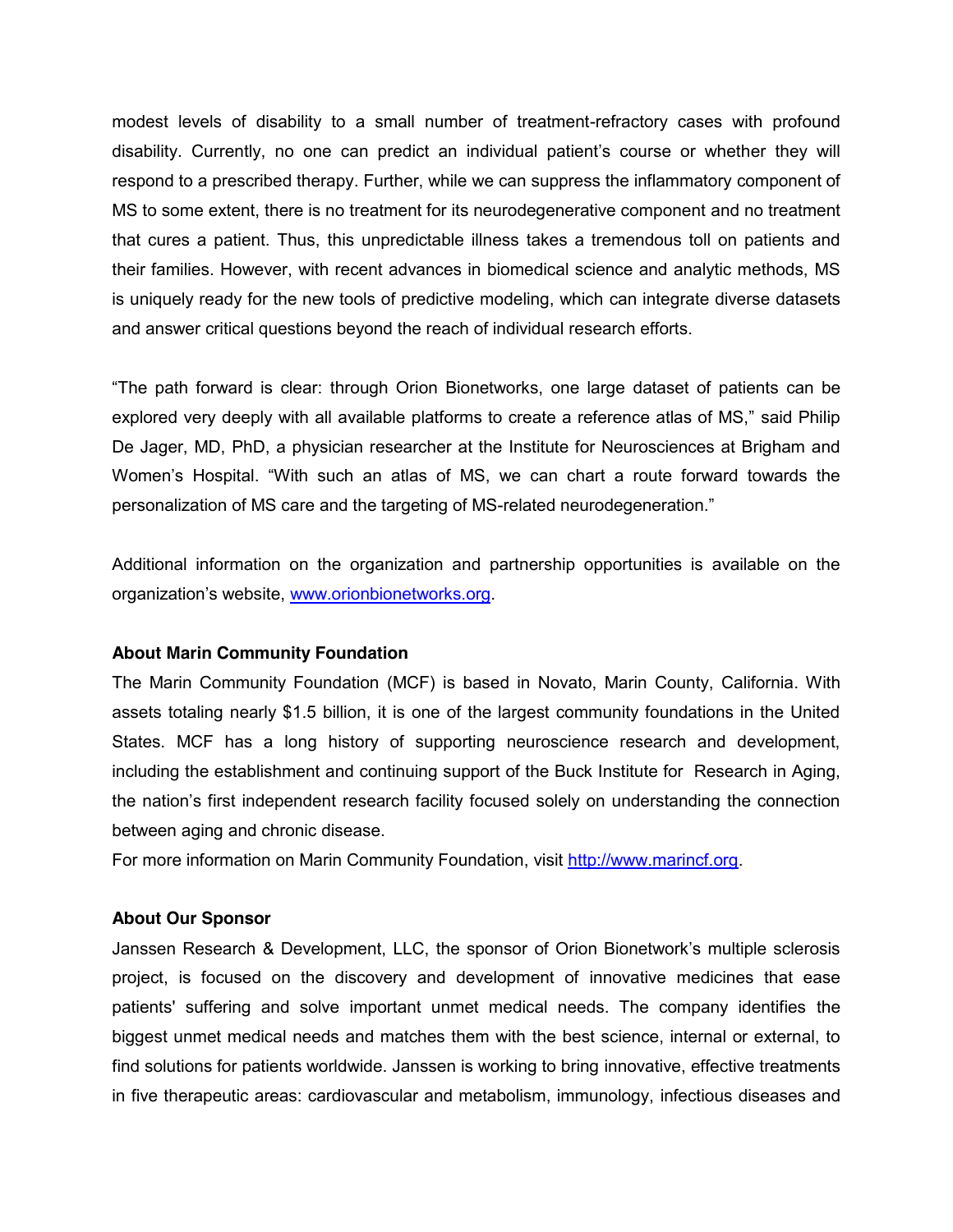modest levels of disability to a small number of treatment-refractory cases with profound disability. Currently, no one can predict an individual patient's course or whether they will respond to a prescribed therapy. Further, while we can suppress the inflammatory component of MS to some extent, there is no treatment for its neurodegenerative component and no treatment that cures a patient. Thus, this unpredictable illness takes a tremendous toll on patients and their families. However, with recent advances in biomedical science and analytic methods, MS is uniquely ready for the new tools of predictive modeling, which can integrate diverse datasets and answer critical questions beyond the reach of individual research efforts.

"The path forward is clear: through Orion Bionetworks, one large dataset of patients can be explored very deeply with all available platforms to create a reference atlas of MS," said Philip De Jager, MD, PhD, a physician researcher at the Institute for Neurosciences at Brigham and Women's Hospital. "With such an atlas of MS, we can chart a route forward towards the personalization of MS care and the targeting of MS-related neurodegeneration."

Additional information on the organization and partnership opportunities is available on the organization's website, [www.orionbionetworks.org](http://www.orionbionetworks.org).

**About Marin Community Foundation**

The Marin Community Foundation (MCF) is based in Novato, Marin County, California. With assets totaling nearly $1.5 billion, it is one of the largest community foundations in the United States. MCF has a long history of supporting neuroscience research and development, including the establishment and continuing support of the Buck Institute for Research in Aging, the nation's first independent research facility focused solely on understanding the connection between aging and chronic disease.

For more information on Marin Community Foundation, visit [http://www.marincf.org](http://www.marincf.org).

**About Our Sponsor**

Janssen Research & Development, LLC, the sponsor of Orion Bionetwork's multiple sclerosis project, is focused on the discovery and development of innovative medicines that ease patients' suffering and solve important unmet medical needs. The company identifies the biggest unmet medical needs and matches them with the best science, internal or external, to find solutions for patients worldwide. Janssen is working to bring innovative, effective treatments in five therapeutic areas: cardiovascular and metabolism, immunology, infectious diseases and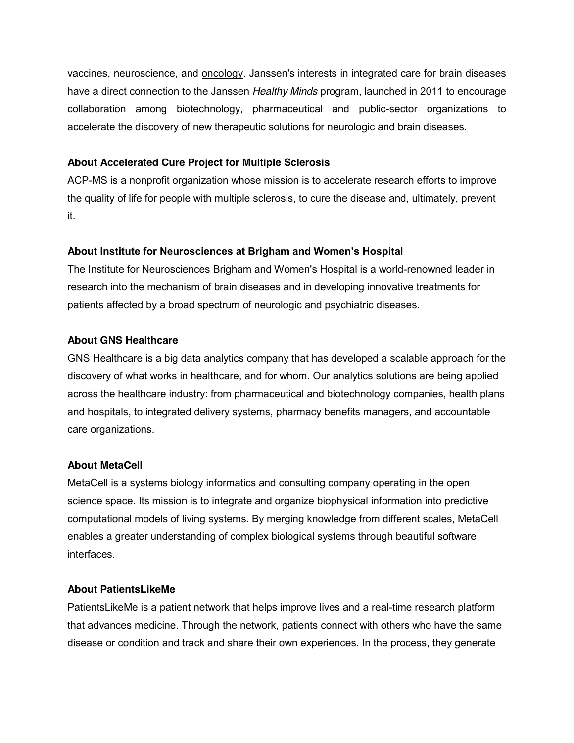vaccines, neuroscience, and oncology. Janssen's interests in integrated care for brain diseases have a direct connection to the Janssen *Healthy Minds* program, launched in 2011 to encourage collaboration among biotechnology, pharmaceutical and public-sector organizations to accelerate the discovery of new therapeutic solutions for neurologic and brain diseases.

**About Accelerated Cure Project for Multiple Sclerosis**

ACP-MS is a nonprofit organization whose mission is to accelerate research efforts to improve the quality of life for people with multiple sclerosis, to cure the disease and, ultimately, prevent it.

**About Institute for Neurosciences at Brigham and Women's Hospital**

The Institute for Neurosciences Brigham and Women's Hospital is a world-renowned leader in research into the mechanism of brain diseases and in developing innovative treatments for patients affected by a broad spectrum of neurologic and psychiatric diseases.

**About GNS Healthcare**

GNS Healthcare is a big data analytics company that has developed a scalable approach for the discovery of what works in healthcare, and for whom. Our analytics solutions are being applied across the healthcare industry: from pharmaceutical and biotechnology companies, health plans and hospitals, to integrated delivery systems, pharmacy benefits managers, and accountable care organizations.

**About MetaCell**

MetaCell is a systems biology informatics and consulting company operating in the open science space. Its mission is to integrate and organize biophysical information into predictive computational models of living systems. By merging knowledge from different scales, MetaCell enables a greater understanding of complex biological systems through beautiful software interfaces.

**About PatientsLikeMe**

PatientsLikeMe is a patient network that helps improve lives and a real-time research platform that advances medicine. Through the network, patients connect with others who have the same disease or condition and track and share their own experiences. In the process, they generate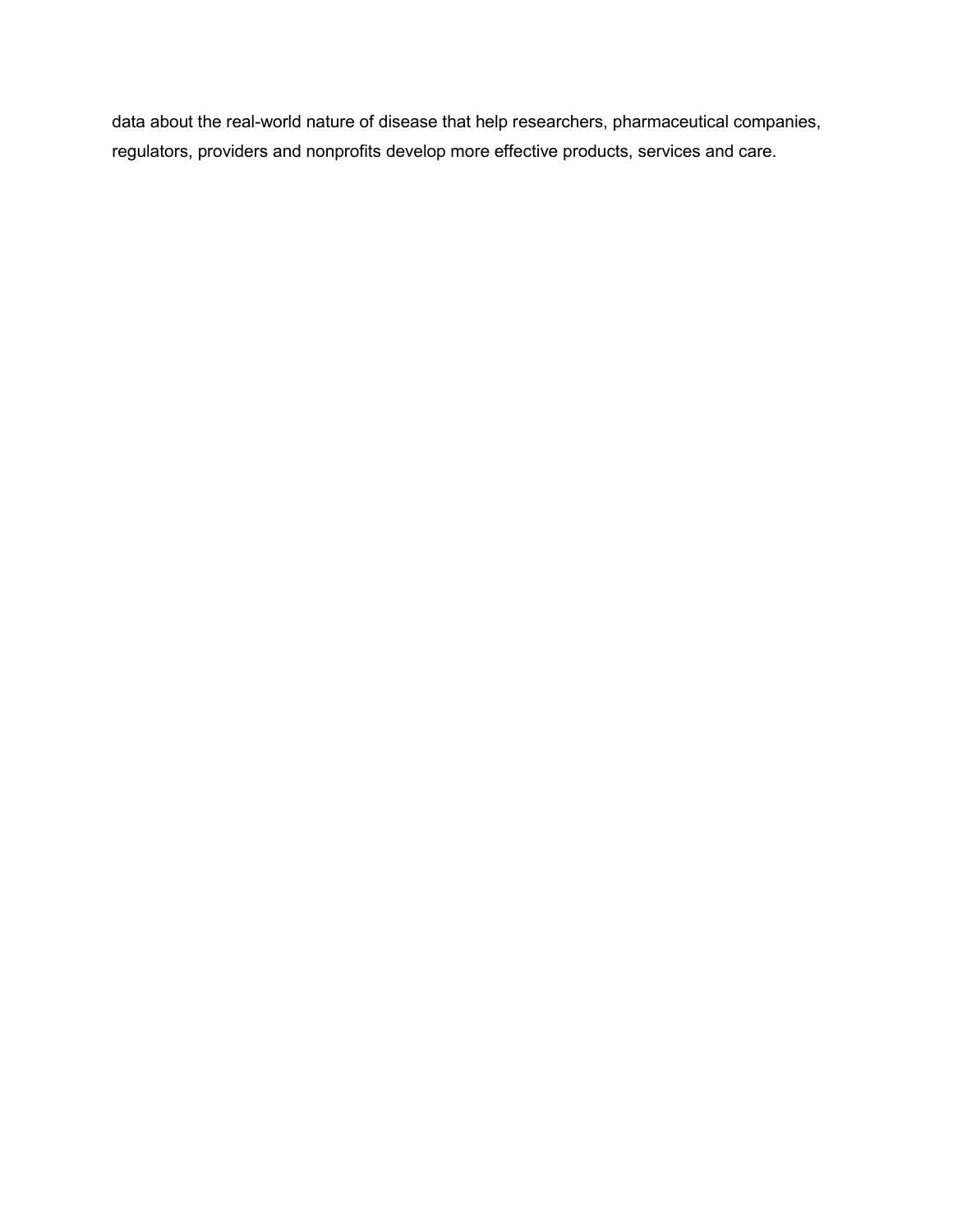data about the real-world nature of disease that help researchers, pharmaceutical companies, regulators, providers and nonprofits develop more effective products, services and care.